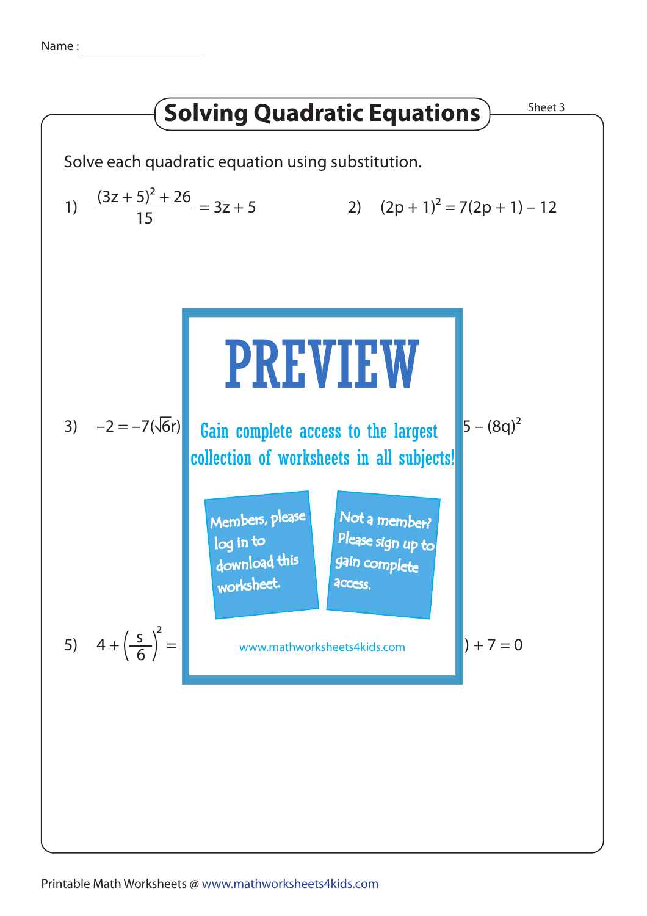Name : ________________

# Solving Quadratic Equations

Sheet 3

Solve each quadratic equation using substitution.

1) $\dfrac{(3z + 5)^2 + 26}{15} = 3z + 5$

2) $(2p + 1)^2 = 7(2p + 1) - 12$

3) $-2 = -7(\sqrt{6}r)$

# PREVIEW

Gain complete access to the largest collection of worksheets in all subjects!

Members, please log in to download this worksheet.

Not a member? Please sign up to gain complete access.

www.mathworksheets4kids.com

$5 - (8q)^2$

5) $4 + \left(\dfrac{s}{6}\right)^2 =$

$) + 7 = 0$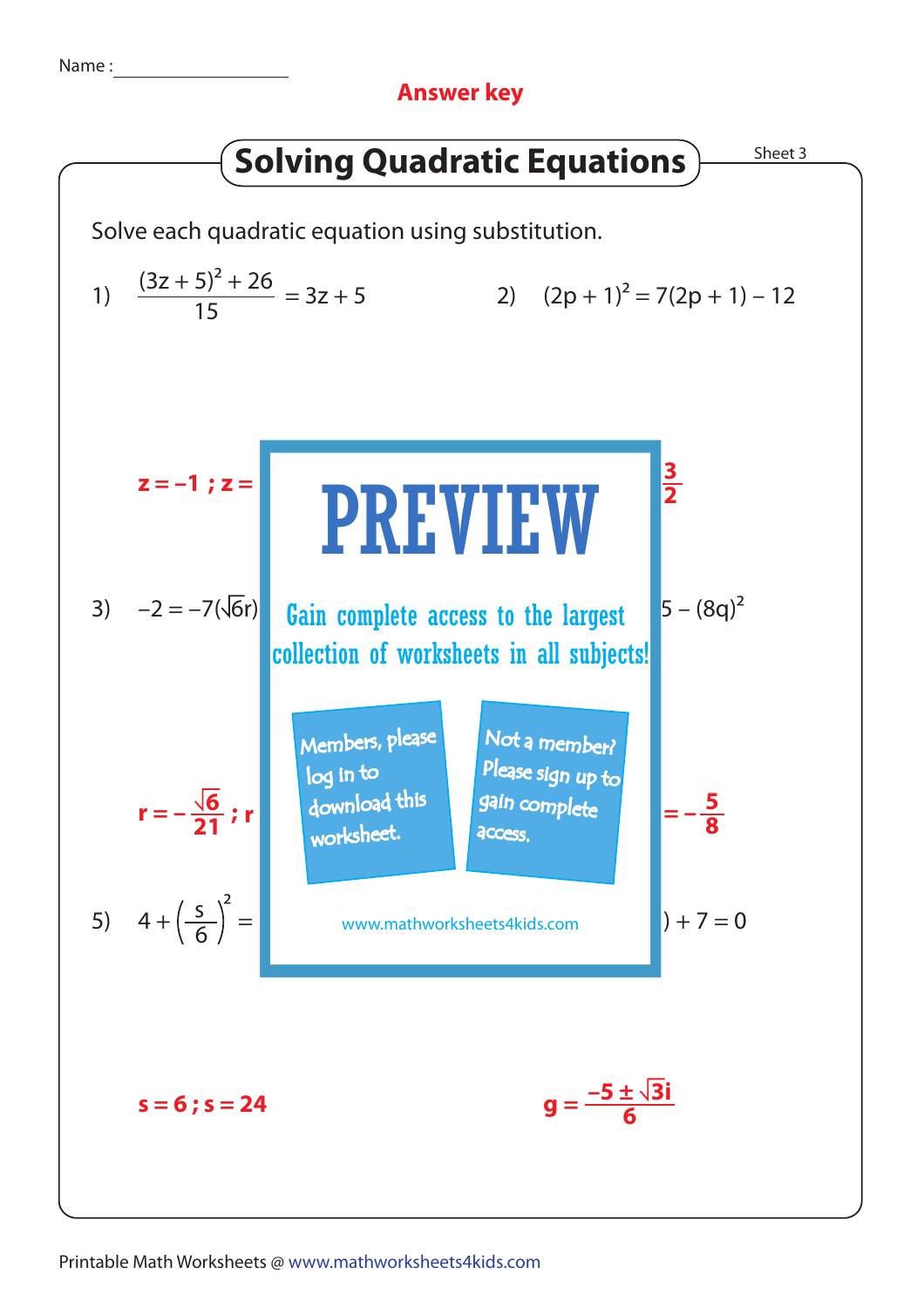Name :

**Answer key**

# Solving Quadratic Equations

Sheet 3

Solve each quadratic equation using substitution.

1) $\dfrac{(3z + 5)^2 + 26}{15} = 3z + 5$

2) $(2p + 1)^2 = 7(2p + 1) - 12$

**$z = -1$ ; $z =$** ... **$\frac{3}{2}$**

PREVIEW

Gain complete access to the largest collection of worksheets in all subjects!

Members, please log in to download this worksheet.

Not a member? Please sign up to gain complete access.

www.mathworksheets4kids.com

3) $-2 = -7(\sqrt{6}r)$ ... $5 - (8q)^2$

**$r = -\frac{\sqrt{6}}{21}$ ; $r$** ... **$= -\frac{5}{8}$**

5) $4 + \left(\frac{s}{6}\right)^2 =$ ... $) + 7 = 0$

**$s = 6$ ; $s = 24$**

**$g = \dfrac{-5 \pm \sqrt{3}i}{6}$**

Printable Math Worksheets @ www.mathworksheets4kids.com